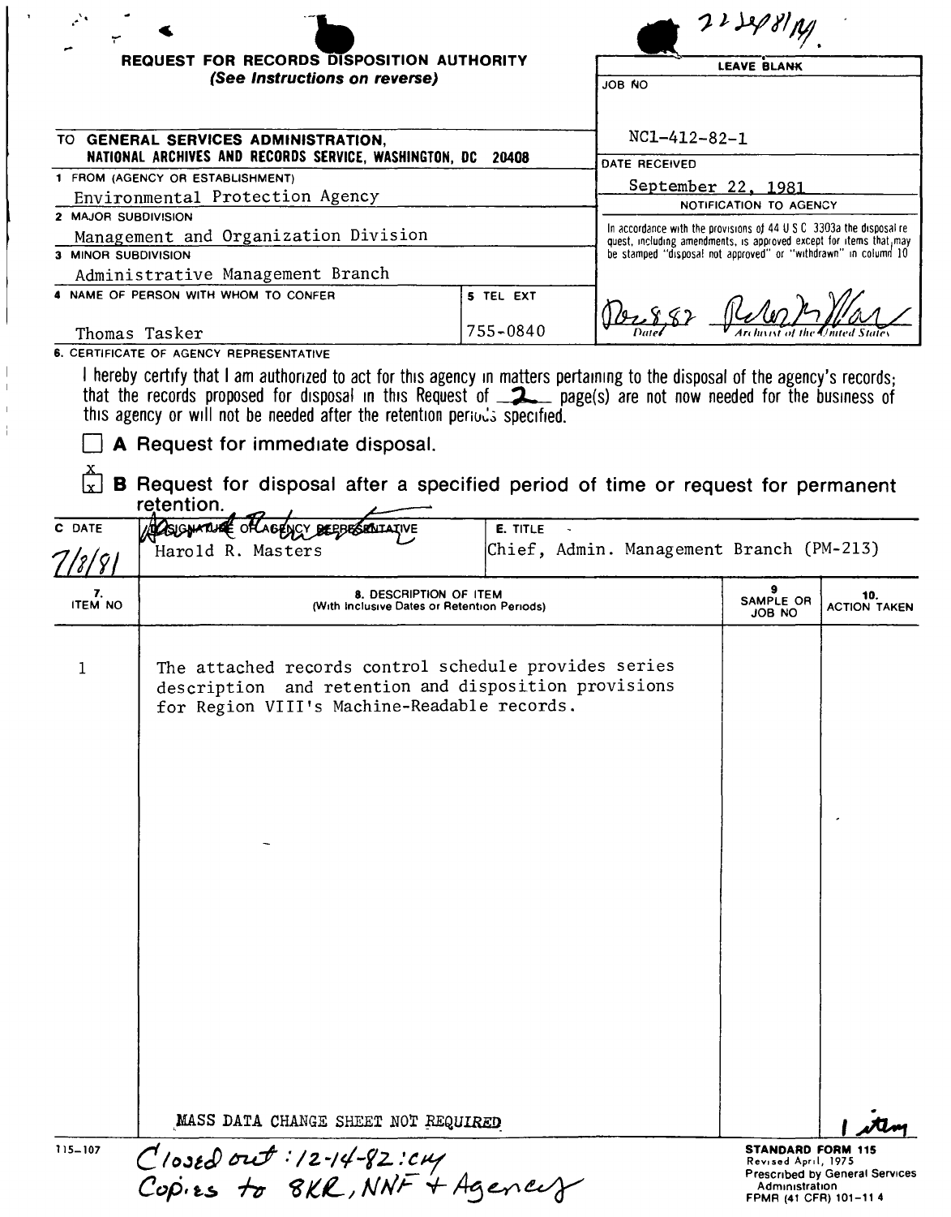22-348/14.

**REQUEST FOR RECORDS DISPOSITION AUTHORITY**
*(See Instructions on reverse)*

| LEAVE BLANK |
|---|
| JOB NO<br>NC1-412-82-1 |
| DATE RECEIVED<br>September 22, 1981 |
| NOTIFICATION TO AGENCY<br>In accordance with the provisions of 44 U S C 3303a the disposal request, including amendments, is approved except for items that may be stamped "disposal not approved" or "withdrawn" in column 10 |
| Dec 8, 82 — Date; Archivist of the United States |

TO **GENERAL SERVICES ADMINISTRATION, NATIONAL ARCHIVES AND RECORDS SERVICE, WASHINGTON, DC 20408**

1 FROM (AGENCY OR ESTABLISHMENT)
Environmental Protection Agency

2 MAJOR SUBDIVISION
Management and Organization Division

3 MINOR SUBDIVISION
Administrative Management Branch

| 4 NAME OF PERSON WITH WHOM TO CONFER | 5 TEL EXT |
|---|---|
| Thomas Tasker | 755-0840 |

6. CERTIFICATE OF AGENCY REPRESENTATIVE

I hereby certify that I am authorized to act for this agency in matters pertaining to the disposal of the agency's records; that the records proposed for disposal in this Request of 2 page(s) are not now needed for the business of this agency or will not be needed after the retention periods specified.

☐ **A** Request for immediate disposal.

☒ **B** Request for disposal after a specified period of time or request for permanent retention.

| C DATE | D SIGNATURE OF AGENCY REPRESENTATIVE | E. TITLE |
|---|---|---|
| 7/8/81 | Harold R. Masters | Chief, Admin. Management Branch (PM-213) |

| 7. ITEM NO | 8. DESCRIPTION OF ITEM (With Inclusive Dates or Retention Periods) | 9 SAMPLE OR JOB NO | 10. ACTION TAKEN |
|---|---|---|---|
| 1 | The attached records control schedule provides series description and retention and disposition provisions for Region VIII's Machine-Readable records. | | |
| | MASS DATA CHANGE SHEET NOT REQUIRED | | 1 item |

115-107

Closed out: 12-14-82: CH
Copies to 8KR, NNF + Agency

**STANDARD FORM 115**
Revised April, 1975
Prescribed by General Services Administration
FPMR (41 CFR) 101-11 4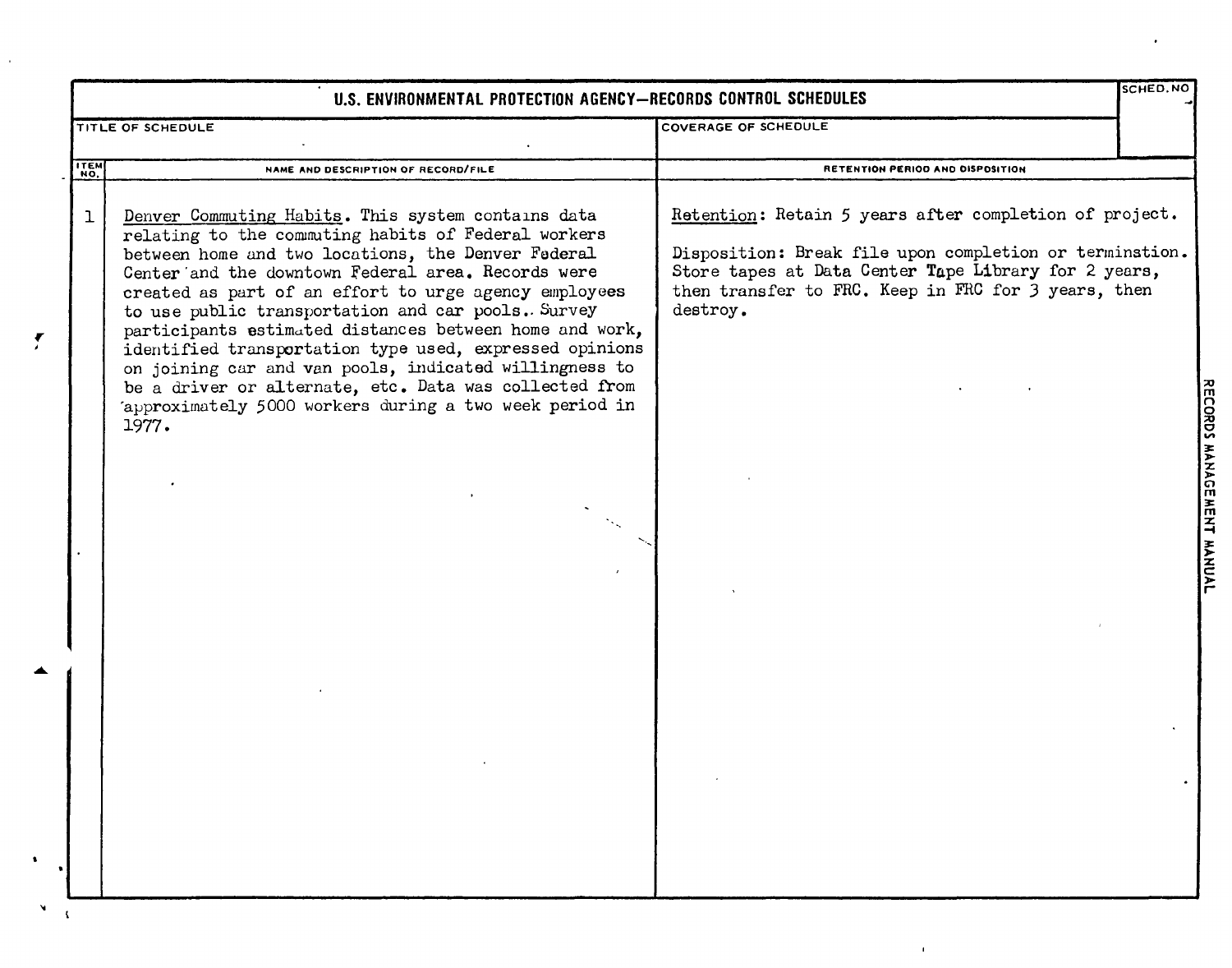# U.S. ENVIRONMENTAL PROTECTION AGENCY—RECORDS CONTROL SCHEDULES

| TITLE OF SCHEDULE | COVERAGE OF SCHEDULE | SCHED. NO |
|---|---|---|
| | | |

| ITEM NO. | NAME AND DESCRIPTION OF RECORD/FILE | RETENTION PERIOD AND DISPOSITION |
|---|---|---|
| 1 | Denver Commuting Habits. This system contains data relating to the commuting habits of Federal workers between home and two locations, the Denver Federal Center and the downtown Federal area. Records were created as part of an effort to urge agency employees to use public transportation and car pools. Survey participants estimated distances between home and work, identified transportation type used, expressed opinions on joining car and van pools, indicated willingness to be a driver or alternate, etc. Data was collected from approximately 5000 workers during a two week period in 1977. | Retention: Retain 5 years after completion of project.<br><br>Disposition: Break file upon completion or terminstion. Store tapes at Data Center Tape Library for 2 years, then transfer to FRC. Keep in FRC for 3 years, then destroy. |

RECORDS MANAGEMENT MANUAL